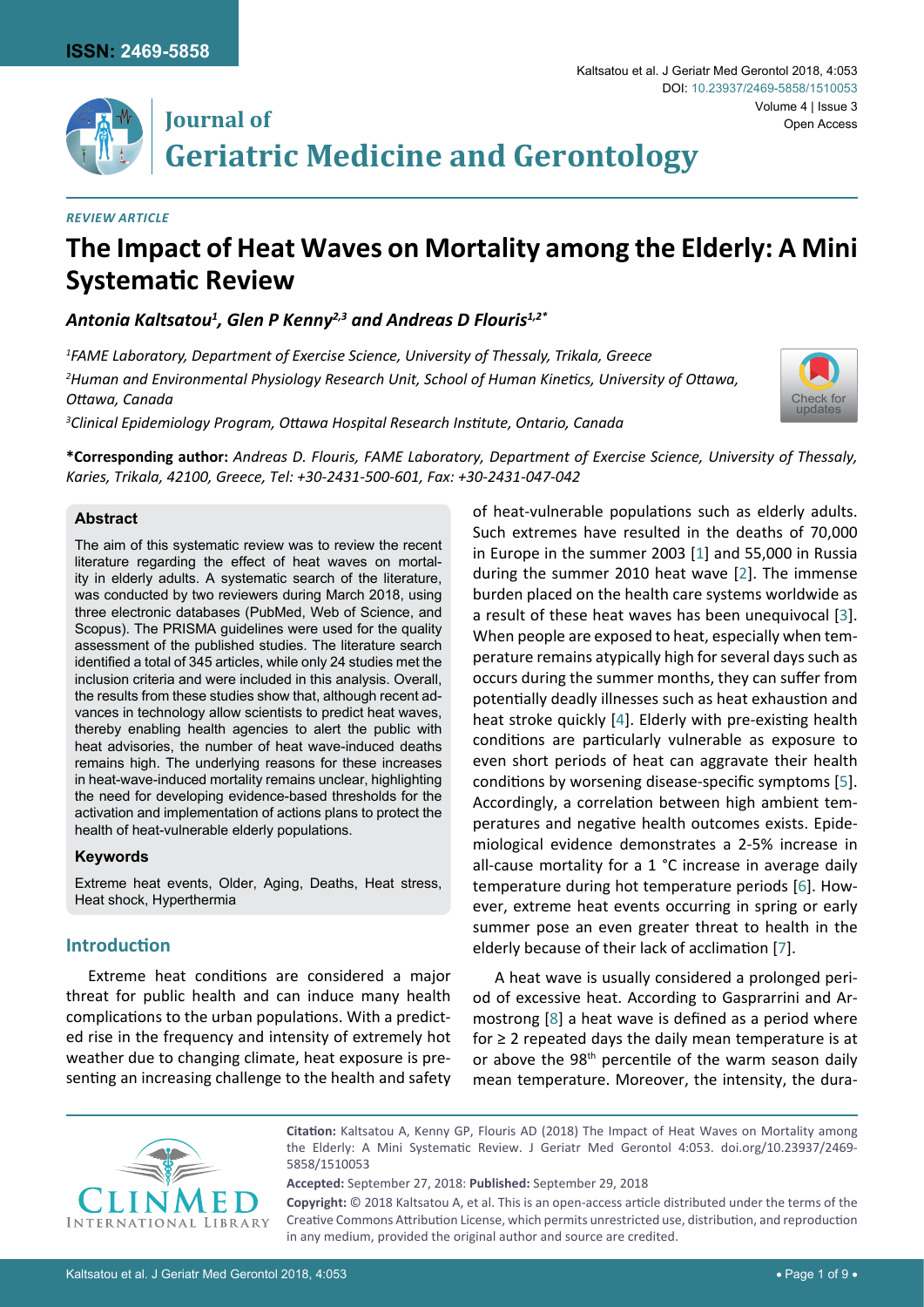REVIEW ARTICLE

# The Impact of Heat Waves on Mortality among the Elderly: A Mini Systematic Review

***Antonia Kaltsatou[1], Glen P Kenny[2,3] and Andreas D Flouris[1,2*]***

*[1]FAME Laboratory, Department of Exercise Science, University of Thessaly, Trikala, Greece*

*[2]Human and Environmental Physiology Research Unit, School of Human Kinetics, University of Ottawa, Ottawa, Canada*

*[3]Clinical Epidemiology Program, Ottawa Hospital Research Institute, Ontario, Canada*

**\*Corresponding author:** *Andreas D. Flouris, FAME Laboratory, Department of Exercise Science, University of Thessaly, Karies, Trikala, 42100, Greece, Tel: +30-2431-500-601, Fax: +30-2431-047-042*

## Abstract

The aim of this systematic review was to review the recent literature regarding the effect of heat waves on mortality in elderly adults. A systematic search of the literature, was conducted by two reviewers during March 2018, using three electronic databases (PubMed, Web of Science, and Scopus). The PRISMA guidelines were used for the quality assessment of the published studies. The literature search identified a total of 345 articles, while only 24 studies met the inclusion criteria and were included in this analysis. Overall, the results from these studies show that, although recent advances in technology allow scientists to predict heat waves, thereby enabling health agencies to alert the public with heat advisories, the number of heat wave-induced deaths remains high. The underlying reasons for these increases in heat-wave-induced mortality remains unclear, highlighting the need for developing evidence-based thresholds for the activation and implementation of actions plans to protect the health of heat-vulnerable elderly populations.

### Keywords

Extreme heat events, Older, Aging, Deaths, Heat stress, Heat shock, Hyperthermia

## Introduction

Extreme heat conditions are considered a major threat for public health and can induce many health complications to the urban populations. With a predicted rise in the frequency and intensity of extremely hot weather due to changing climate, heat exposure is presenting an increasing challenge to the health and safety of heat-vulnerable populations such as elderly adults. Such extremes have resulted in the deaths of 70,000 in Europe in the summer 2003 [1] and 55,000 in Russia during the summer 2010 heat wave [2]. The immense burden placed on the health care systems worldwide as a result of these heat waves has been unequivocal [3]. When people are exposed to heat, especially when temperature remains atypically high for several days such as occurs during the summer months, they can suffer from potentially deadly illnesses such as heat exhaustion and heat stroke quickly [4]. Elderly with pre-existing health conditions are particularly vulnerable as exposure to even short periods of heat can aggravate their health conditions by worsening disease-specific symptoms [5]. Accordingly, a correlation between high ambient temperatures and negative health outcomes exists. Epidemiological evidence demonstrates a 2-5% increase in all-cause mortality for a 1 °C increase in average daily temperature during hot temperature periods [6]. However, extreme heat events occurring in spring or early summer pose an even greater threat to health in the elderly because of their lack of acclimation [7].

A heat wave is usually considered a prolonged period of excessive heat. According to Gasprarrini and Armostrong [8] a heat wave is defined as a period where for ≥ 2 repeated days the daily mean temperature is at or above the 98th percentile of the warm season daily mean temperature. Moreover, the intensity, the dura-

**Citation:** Kaltsatou A, Kenny GP, Flouris AD (2018) The Impact of Heat Waves on Mortality among the Elderly: A Mini Systematic Review. J Geriatr Med Gerontol 4:053. doi.org/10.23937/2469-5858/1510053

**Accepted:** September 27, 2018: **Published:** September 29, 2018

**Copyright:** © 2018 Kaltsatou A, et al. This is an open-access article distributed under the terms of the Creative Commons Attribution License, which permits unrestricted use, distribution, and reproduction in any medium, provided the original author and source are credited.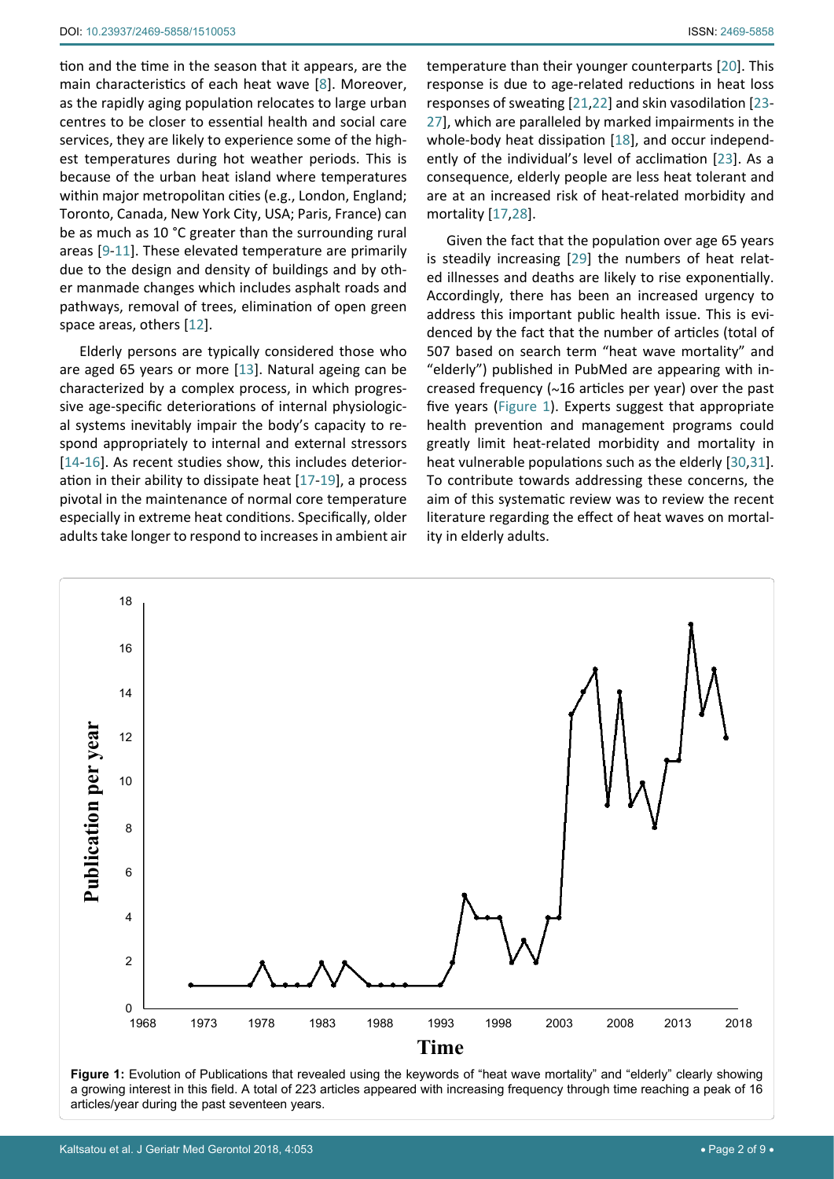tion and the time in the season that it appears, are the main characteristics of each heat wave [8]. Moreover, as the rapidly aging population relocates to large urban centres to be closer to essential health and social care services, they are likely to experience some of the highest temperatures during hot weather periods. This is because of the urban heat island where temperatures within major metropolitan cities (e.g., London, England; Toronto, Canada, New York City, USA; Paris, France) can be as much as 10 °C greater than the surrounding rural areas [9-11]. These elevated temperature are primarily due to the design and density of buildings and by other manmade changes which includes asphalt roads and pathways, removal of trees, elimination of open green space areas, others [12].

Elderly persons are typically considered those who are aged 65 years or more [13]. Natural ageing can be characterized by a complex process, in which progressive age-specific deteriorations of internal physiological systems inevitably impair the body's capacity to respond appropriately to internal and external stressors [14-16]. As recent studies show, this includes deterioration in their ability to dissipate heat [17-19], a process pivotal in the maintenance of normal core temperature especially in extreme heat conditions. Specifically, older adults take longer to respond to increases in ambient air temperature than their younger counterparts [20]. This response is due to age-related reductions in heat loss responses of sweating [21,22] and skin vasodilation [23-27], which are paralleled by marked impairments in the whole-body heat dissipation [18], and occur independently of the individual's level of acclimation [23]. As a consequence, elderly people are less heat tolerant and are at an increased risk of heat-related morbidity and mortality [17,28].

Given the fact that the population over age 65 years is steadily increasing [29] the numbers of heat related illnesses and deaths are likely to rise exponentially. Accordingly, there has been an increased urgency to address this important public health issue. This is evidenced by the fact that the number of articles (total of 507 based on search term "heat wave mortality" and "elderly") published in PubMed are appearing with increased frequency (~16 articles per year) over the past five years (Figure 1). Experts suggest that appropriate health prevention and management programs could greatly limit heat-related morbidity and mortality in heat vulnerable populations such as the elderly [30,31]. To contribute towards addressing these concerns, the aim of this systematic review was to review the recent literature regarding the effect of heat waves on mortality in elderly adults.

**Figure 1:** Evolution of Publications that revealed using the keywords of "heat wave mortality" and "elderly" clearly showing a growing interest in this field. A total of 223 articles appeared with increasing frequency through time reaching a peak of 16 articles/year during the past seventeen years.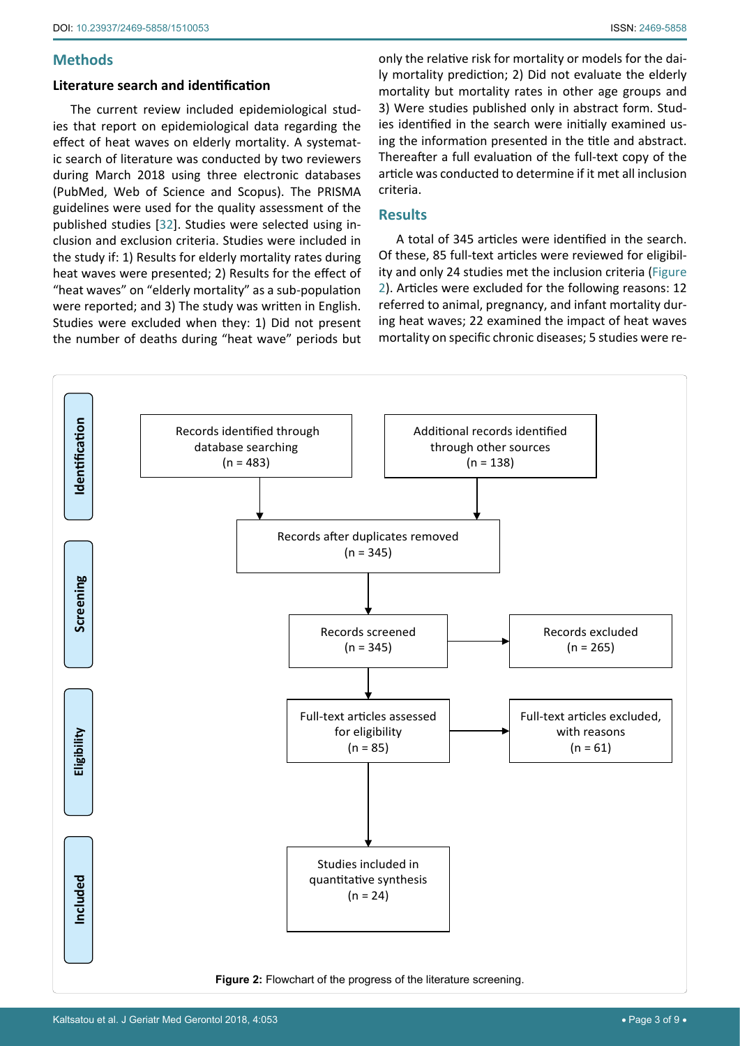## Methods

### Literature search and identification

The current review included epidemiological studies that report on epidemiological data regarding the effect of heat waves on elderly mortality. A systematic search of literature was conducted by two reviewers during March 2018 using three electronic databases (PubMed, Web of Science and Scopus). The PRISMA guidelines were used for the quality assessment of the published studies [32]. Studies were selected using inclusion and exclusion criteria. Studies were included in the study if: 1) Results for elderly mortality rates during heat waves were presented; 2) Results for the effect of "heat waves" on "elderly mortality" as a sub-population were reported; and 3) The study was written in English. Studies were excluded when they: 1) Did not present the number of deaths during "heat wave" periods but only the relative risk for mortality or models for the daily mortality prediction; 2) Did not evaluate the elderly mortality but mortality rates in other age groups and 3) Were studies published only in abstract form. Studies identified in the search were initially examined using the information presented in the title and abstract. Thereafter a full evaluation of the full-text copy of the article was conducted to determine if it met all inclusion criteria.

## Results

A total of 345 articles were identified in the search. Of these, 85 full-text articles were reviewed for eligibility and only 24 studies met the inclusion criteria (Figure 2). Articles were excluded for the following reasons: 12 referred to animal, pregnancy, and infant mortality during heat waves; 22 examined the impact of heat waves mortality on specific chronic diseases; 5 studies were re-

**Identification**

- Records identified through database searching (n = 483)
- Additional records identified through other sources (n = 138)

**Screening**

- Records after duplicates removed (n = 345)
- Records screened (n = 345) → Records excluded (n = 265)

**Eligibility**

- Full-text articles assessed for eligibility (n = 85) → Full-text articles excluded, with reasons (n = 61)

**Included**

- Studies included in quantitative synthesis (n = 24)

**Figure 2:** Flowchart of the progress of the literature screening.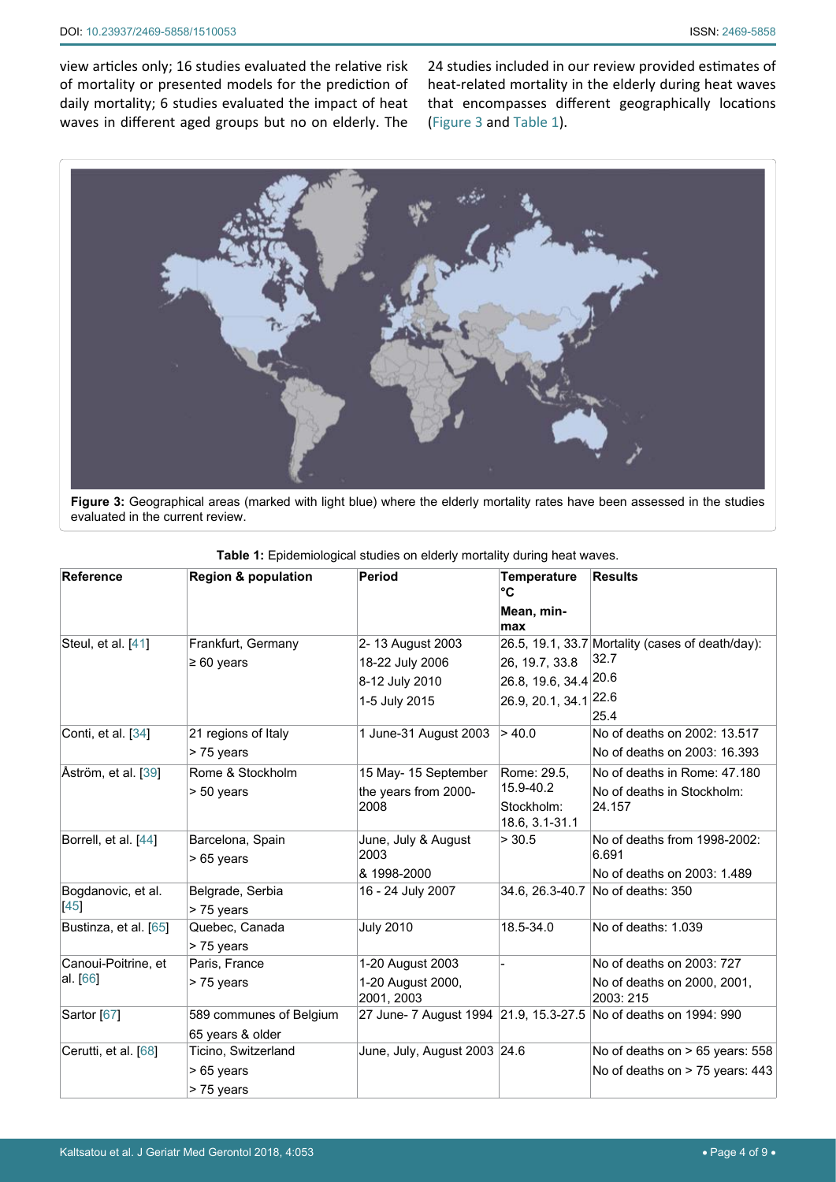view articles only; 16 studies evaluated the relative risk of mortality or presented models for the prediction of daily mortality; 6 studies evaluated the impact of heat waves in different aged groups but no on elderly. The 24 studies included in our review provided estimates of heat-related mortality in the elderly during heat waves that encompasses different geographically locations (Figure 3 and Table 1).

**Figure 3:** Geographical areas (marked with light blue) where the elderly mortality rates have been assessed in the studies evaluated in the current review.

**Table 1:** Epidemiological studies on elderly mortality during heat waves.

| Reference | Region & population | Period | Temperature °C Mean, min-max | Results |
|---|---|---|---|---|
| Steul, et al. [41] | Frankfurt, Germany<br>≥ 60 years | 2- 13 August 2003<br>18-22 July 2006<br>8-12 July 2010<br>1-5 July 2015 | 26.5, 19.1, 33.7<br>26, 19.7, 33.8<br>26.8, 19.6, 34.4<br>26.9, 20.1, 34.1 | Mortality (cases of death/day):<br>32.7<br>20.6<br>22.6<br>25.4 |
| Conti, et al. [34] | 21 regions of Italy<br>> 75 years | 1 June-31 August 2003 | > 40.0 | No of deaths on 2002: 13.517<br>No of deaths on 2003: 16.393 |
| Åström, et al. [39] | Rome & Stockholm<br>> 50 years | 15 May- 15 September the years from 2000-2008 | Rome: 29.5, 15.9-40.2<br>Stockholm: 18.6, 3.1-31.1 | No of deaths in Rome: 47.180<br>No of deaths in Stockholm: 24.157 |
| Borrell, et al. [44] | Barcelona, Spain<br>> 65 years | June, July & August 2003<br>& 1998-2000 | > 30.5 | No of deaths from 1998-2002: 6.691<br>No of deaths on 2003: 1.489 |
| Bogdanovic, et al. [45] | Belgrade, Serbia<br>> 75 years | 16 - 24 July 2007 | 34.6, 26.3-40.7 | No of deaths: 350 |
| Bustinza, et al. [65] | Quebec, Canada<br>> 75 years | July 2010 | 18.5-34.0 | No of deaths: 1.039 |
| Canoui-Poitrine, et al. [66] | Paris, France<br>> 75 years | 1-20 August 2003<br>1-20 August 2000, 2001, 2003 | - | No of deaths on 2003: 727<br>No of deaths on 2000, 2001, 2003: 215 |
| Sartor [67] | 589 communes of Belgium<br>65 years & older | 27 June- 7 August 1994 | 21.9, 15.3-27.5 | No of deaths on 1994: 990 |
| Cerutti, et al. [68] | Ticino, Switzerland<br>> 65 years<br>> 75 years | June, July, August 2003 | 24.6 | No of deaths on > 65 years: 558<br>No of deaths on > 75 years: 443 |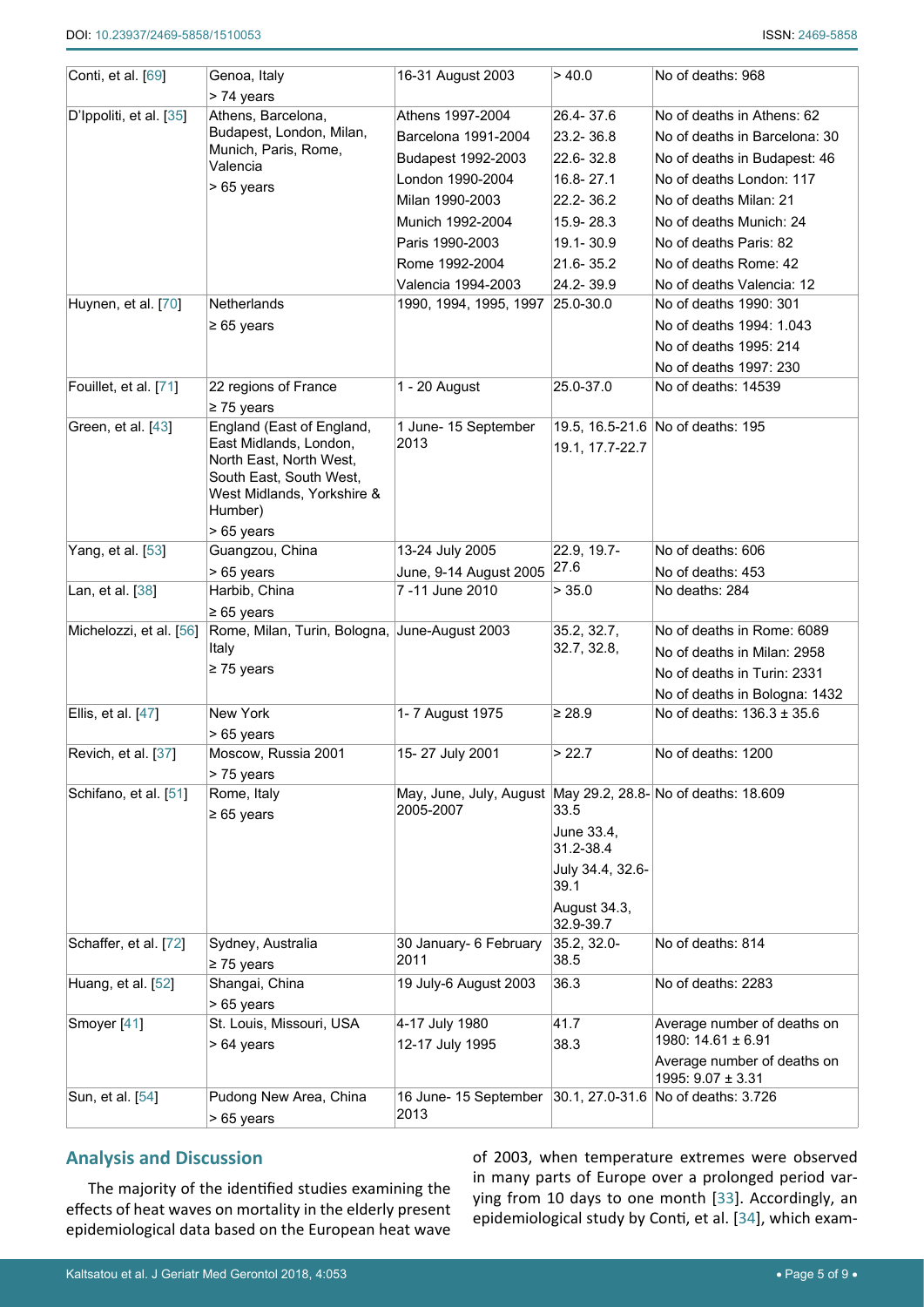| | | | | |
|---|---|---|---|---|
| Conti, et al. [69] | Genoa, Italy<br>> 74 years | 16-31 August 2003 | > 40.0 | No of deaths: 968 |
| D'Ippoliti, et al. [35] | Athens, Barcelona, Budapest, London, Milan, Munich, Paris, Rome, Valencia<br>> 65 years | Athens 1997-2004<br>Barcelona 1991-2004<br>Budapest 1992-2003<br>London 1990-2004<br>Milan 1990-2003<br>Munich 1992-2004<br>Paris 1990-2003<br>Rome 1992-2004<br>Valencia 1994-2003 | 26.4- 37.6<br>23.2- 36.8<br>22.6- 32.8<br>16.8- 27.1<br>22.2- 36.2<br>15.9- 28.3<br>19.1- 30.9<br>21.6- 35.2<br>24.2- 39.9 | No of deaths in Athens: 62<br>No of deaths in Barcelona: 30<br>No of deaths in Budapest: 46<br>No of deaths London: 117<br>No of deaths Milan: 21<br>No of deaths Munich: 24<br>No of deaths Paris: 82<br>No of deaths Rome: 42<br>No of deaths Valencia: 12 |
| Huynen, et al. [70] | Netherlands<br>≥ 65 years | 1990, 1994, 1995, 1997 | 25.0-30.0 | No of deaths 1990: 301<br>No of deaths 1994: 1.043<br>No of deaths 1995: 214<br>No of deaths 1997: 230 |
| Fouillet, et al. [71] | 22 regions of France<br>≥ 75 years | 1 - 20 August | 25.0-37.0 | No of deaths: 14539 |
| Green, et al. [43] | England (East of England, East Midlands, London, North East, North West, South East, South West, West Midlands, Yorkshire & Humber)<br>> 65 years | 1 June- 15 September 2013 | 19.5, 16.5-21.6<br>19.1, 17.7-22.7 | No of deaths: 195 |
| Yang, et al. [53] | Guangzou, China<br>> 65 years | 13-24 July 2005<br>June, 9-14 August 2005 | 22.9, 19.7-27.6 | No of deaths: 606<br>No of deaths: 453 |
| Lan, et al. [38] | Harbib, China<br>≥ 65 years | 7 -11 June 2010 | > 35.0 | No deaths: 284 |
| Michelozzi, et al. [56] | Rome, Milan, Turin, Bologna, Italy<br>≥ 75 years | June-August 2003 | 35.2, 32.7, 32.7, 32.8, | No of deaths in Rome: 6089<br>No of deaths in Milan: 2958<br>No of deaths in Turin: 2331<br>No of deaths in Bologna: 1432 |
| Ellis, et al. [47] | New York<br>> 65 years | 1- 7 August 1975 | ≥ 28.9 | No of deaths: 136.3 ± 35.6 |
| Revich, et al. [37] | Moscow, Russia 2001<br>> 75 years | 15- 27 July 2001 | > 22.7 | No of deaths: 1200 |
| Schifano, et al. [51] | Rome, Italy<br>≥ 65 years | May, June, July, August 2005-2007 | May 29.2, 28.8-33.5<br>June 33.4, 31.2-38.4<br>July 34.4, 32.6-39.1<br>August 34.3, 32.9-39.7 | No of deaths: 18.609 |
| Schaffer, et al. [72] | Sydney, Australia<br>≥ 75 years | 30 January- 6 February 2011 | 35.2, 32.0-38.5 | No of deaths: 814 |
| Huang, et al. [52] | Shangai, China<br>> 65 years | 19 July-6 August 2003 | 36.3 | No of deaths: 2283 |
| Smoyer [41] | St. Louis, Missouri, USA<br>> 64 years | 4-17 July 1980<br>12-17 July 1995 | 41.7<br>38.3 | Average number of deaths on 1980: 14.61 ± 6.91<br>Average number of deaths on 1995: 9.07 ± 3.31 |
| Sun, et al. [54] | Pudong New Area, China<br>> 65 years | 16 June- 15 September 2013 | 30.1, 27.0-31.6 | No of deaths: 3.726 |

## Analysis and Discussion

The majority of the identified studies examining the effects of heat waves on mortality in the elderly present epidemiological data based on the European heat wave of 2003, when temperature extremes were observed in many parts of Europe over a prolonged period varying from 10 days to one month [33]. Accordingly, an epidemiological study by Conti, et al. [34], which exam-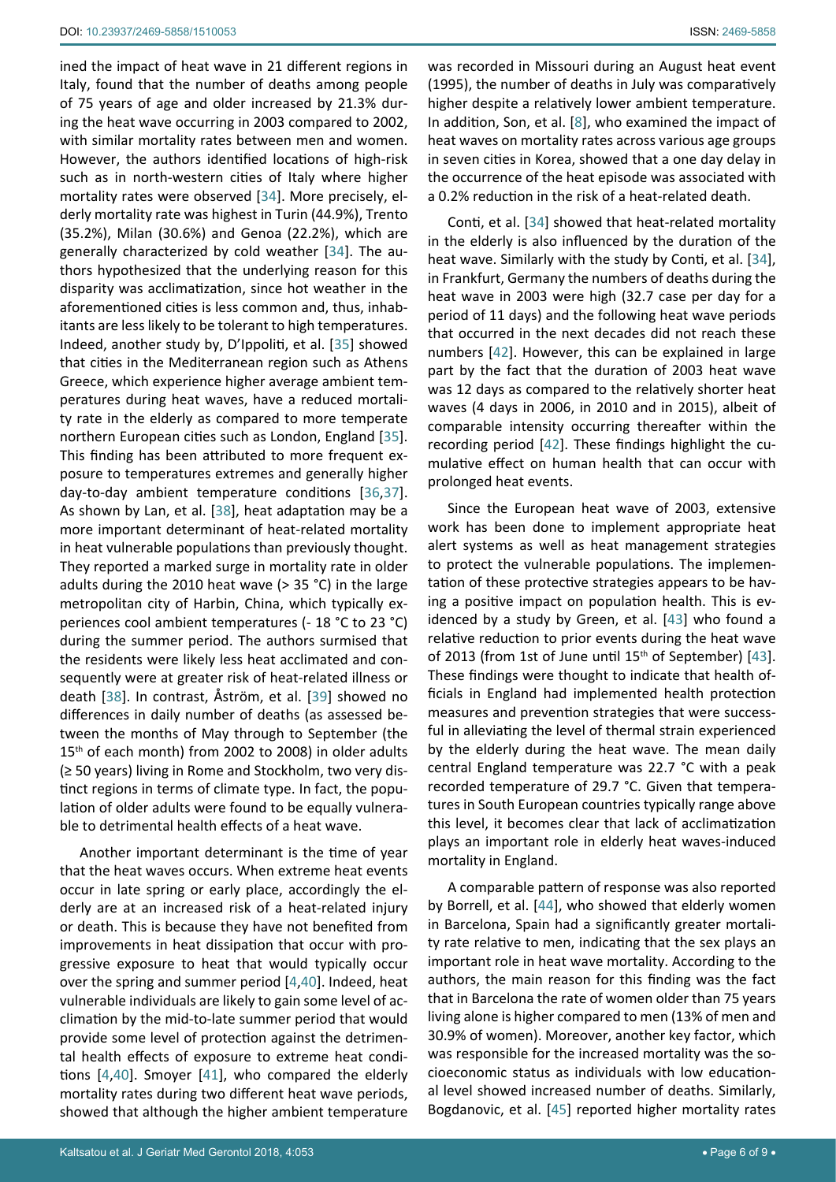ined the impact of heat wave in 21 different regions in Italy, found that the number of deaths among people of 75 years of age and older increased by 21.3% during the heat wave occurring in 2003 compared to 2002, with similar mortality rates between men and women. However, the authors identified locations of high-risk such as in north-western cities of Italy where higher mortality rates were observed [34]. More precisely, elderly mortality rate was highest in Turin (44.9%), Trento (35.2%), Milan (30.6%) and Genoa (22.2%), which are generally characterized by cold weather [34]. The authors hypothesized that the underlying reason for this disparity was acclimatization, since hot weather in the aforementioned cities is less common and, thus, inhabitants are less likely to be tolerant to high temperatures. Indeed, another study by, D'Ippoliti, et al. [35] showed that cities in the Mediterranean region such as Athens Greece, which experience higher average ambient temperatures during heat waves, have a reduced mortality rate in the elderly as compared to more temperate northern European cities such as London, England [35]. This finding has been attributed to more frequent exposure to temperatures extremes and generally higher day-to-day ambient temperature conditions [36,37]. As shown by Lan, et al. [38], heat adaptation may be a more important determinant of heat-related mortality in heat vulnerable populations than previously thought. They reported a marked surge in mortality rate in older adults during the 2010 heat wave (> 35 °C) in the large metropolitan city of Harbin, China, which typically experiences cool ambient temperatures (- 18 °C to 23 °C) during the summer period. The authors surmised that the residents were likely less heat acclimated and consequently were at greater risk of heat-related illness or death [38]. In contrast, Åström, et al. [39] showed no differences in daily number of deaths (as assessed between the months of May through to September (the 15th of each month) from 2002 to 2008) in older adults (≥ 50 years) living in Rome and Stockholm, two very distinct regions in terms of climate type. In fact, the population of older adults were found to be equally vulnerable to detrimental health effects of a heat wave.

Another important determinant is the time of year that the heat waves occurs. When extreme heat events occur in late spring or early place, accordingly the elderly are at an increased risk of a heat-related injury or death. This is because they have not benefited from improvements in heat dissipation that occur with progressive exposure to heat that would typically occur over the spring and summer period [4,40]. Indeed, heat vulnerable individuals are likely to gain some level of acclimation by the mid-to-late summer period that would provide some level of protection against the detrimental health effects of exposure to extreme heat conditions [4,40]. Smoyer [41], who compared the elderly mortality rates during two different heat wave periods, showed that although the higher ambient temperature was recorded in Missouri during an August heat event (1995), the number of deaths in July was comparatively higher despite a relatively lower ambient temperature. In addition, Son, et al. [8], who examined the impact of heat waves on mortality rates across various age groups in seven cities in Korea, showed that a one day delay in the occurrence of the heat episode was associated with a 0.2% reduction in the risk of a heat-related death.

Conti, et al. [34] showed that heat-related mortality in the elderly is also influenced by the duration of the heat wave. Similarly with the study by Conti, et al. [34], in Frankfurt, Germany the numbers of deaths during the heat wave in 2003 were high (32.7 case per day for a period of 11 days) and the following heat wave periods that occurred in the next decades did not reach these numbers [42]. However, this can be explained in large part by the fact that the duration of 2003 heat wave was 12 days as compared to the relatively shorter heat waves (4 days in 2006, in 2010 and in 2015), albeit of comparable intensity occurring thereafter within the recording period [42]. These findings highlight the cumulative effect on human health that can occur with prolonged heat events.

Since the European heat wave of 2003, extensive work has been done to implement appropriate heat alert systems as well as heat management strategies to protect the vulnerable populations. The implementation of these protective strategies appears to be having a positive impact on population health. This is evidenced by a study by Green, et al. [43] who found a relative reduction to prior events during the heat wave of 2013 (from 1st of June until 15th of September) [43]. These findings were thought to indicate that health officials in England had implemented health protection measures and prevention strategies that were successful in alleviating the level of thermal strain experienced by the elderly during the heat wave. The mean daily central England temperature was 22.7 °C with a peak recorded temperature of 29.7 °C. Given that temperatures in South European countries typically range above this level, it becomes clear that lack of acclimatization plays an important role in elderly heat waves-induced mortality in England.

A comparable pattern of response was also reported by Borrell, et al. [44], who showed that elderly women in Barcelona, Spain had a significantly greater mortality rate relative to men, indicating that the sex plays an important role in heat wave mortality. According to the authors, the main reason for this finding was the fact that in Barcelona the rate of women older than 75 years living alone is higher compared to men (13% of men and 30.9% of women). Moreover, another key factor, which was responsible for the increased mortality was the socioeconomic status as individuals with low educational level showed increased number of deaths. Similarly, Bogdanovic, et al. [45] reported higher mortality rates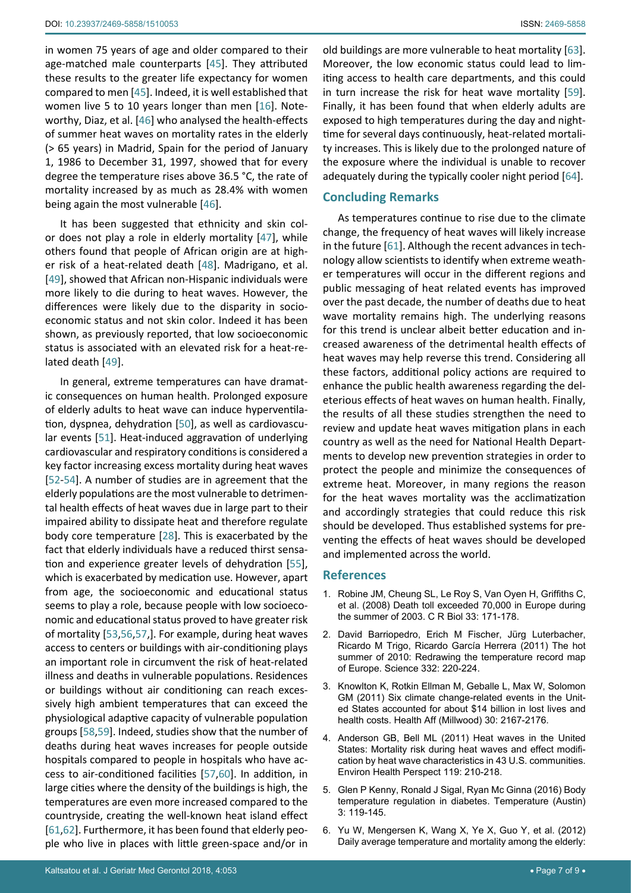in women 75 years of age and older compared to their age-matched male counterparts [45]. They attributed these results to the greater life expectancy for women compared to men [45]. Indeed, it is well established that women live 5 to 10 years longer than men [16]. Noteworthy, Diaz, et al. [46] who analysed the health-effects of summer heat waves on mortality rates in the elderly (> 65 years) in Madrid, Spain for the period of January 1, 1986 to December 31, 1997, showed that for every degree the temperature rises above 36.5 °C, the rate of mortality increased by as much as 28.4% with women being again the most vulnerable [46].

It has been suggested that ethnicity and skin color does not play a role in elderly mortality [47], while others found that people of African origin are at higher risk of a heat-related death [48]. Madrigano, et al. [49], showed that African non-Hispanic individuals were more likely to die during to heat waves. However, the differences were likely due to the disparity in socioeconomic status and not skin color. Indeed it has been shown, as previously reported, that low socioeconomic status is associated with an elevated risk for a heat-related death [49].

In general, extreme temperatures can have dramatic consequences on human health. Prolonged exposure of elderly adults to heat wave can induce hyperventilation, dyspnea, dehydration [50], as well as cardiovascular events [51]. Heat-induced aggravation of underlying cardiovascular and respiratory conditions is considered a key factor increasing excess mortality during heat waves [52-54]. A number of studies are in agreement that the elderly populations are the most vulnerable to detrimental health effects of heat waves due in large part to their impaired ability to dissipate heat and therefore regulate body core temperature [28]. This is exacerbated by the fact that elderly individuals have a reduced thirst sensation and experience greater levels of dehydration [55], which is exacerbated by medication use. However, apart from age, the socioeconomic and educational status seems to play a role, because people with low socioeconomic and educational status proved to have greater risk of mortality [53,56,57,]. For example, during heat waves access to centers or buildings with air-conditioning plays an important role in circumvent the risk of heat-related illness and deaths in vulnerable populations. Residences or buildings without air conditioning can reach excessively high ambient temperatures that can exceed the physiological adaptive capacity of vulnerable population groups [58,59]. Indeed, studies show that the number of deaths during heat waves increases for people outside hospitals compared to people in hospitals who have access to air-conditioned facilities [57,60]. In addition, in large cities where the density of the buildings is high, the temperatures are even more increased compared to the countryside, creating the well-known heat island effect [61,62]. Furthermore, it has been found that elderly people who live in places with little green-space and/or in old buildings are more vulnerable to heat mortality [63]. Moreover, the low economic status could lead to limiting access to health care departments, and this could in turn increase the risk for heat wave mortality [59]. Finally, it has been found that when elderly adults are exposed to high temperatures during the day and nighttime for several days continuously, heat-related mortality increases. This is likely due to the prolonged nature of the exposure where the individual is unable to recover adequately during the typically cooler night period [64].

## Concluding Remarks

As temperatures continue to rise due to the climate change, the frequency of heat waves will likely increase in the future [61]. Although the recent advances in technology allow scientists to identify when extreme weather temperatures will occur in the different regions and public messaging of heat related events has improved over the past decade, the number of deaths due to heat wave mortality remains high. The underlying reasons for this trend is unclear albeit better education and increased awareness of the detrimental health effects of heat waves may help reverse this trend. Considering all these factors, additional policy actions are required to enhance the public health awareness regarding the deleterious effects of heat waves on human health. Finally, the results of all these studies strengthen the need to review and update heat waves mitigation plans in each country as well as the need for National Health Departments to develop new prevention strategies in order to protect the people and minimize the consequences of extreme heat. Moreover, in many regions the reason for the heat waves mortality was the acclimatization and accordingly strategies that could reduce this risk should be developed. Thus established systems for preventing the effects of heat waves should be developed and implemented across the world.

## References

1. Robine JM, Cheung SL, Le Roy S, Van Oyen H, Griffiths C, et al. (2008) Death toll exceeded 70,000 in Europe during the summer of 2003. C R Biol 33: 171-178.
2. David Barriopedro, Erich M Fischer, Jürg Luterbacher, Ricardo M Trigo, Ricardo García Herrera (2011) The hot summer of 2010: Redrawing the temperature record map of Europe. Science 332: 220-224.
3. Knowlton K, Rotkin Ellman M, Geballe L, Max W, Solomon GM (2011) Six climate change-related events in the United States accounted for about $14 billion in lost lives and health costs. Health Aff (Millwood) 30: 2167-2176.
4. Anderson GB, Bell ML (2011) Heat waves in the United States: Mortality risk during heat waves and effect modification by heat wave characteristics in 43 U.S. communities. Environ Health Perspect 119: 210-218.
5. Glen P Kenny, Ronald J Sigal, Ryan Mc Ginna (2016) Body temperature regulation in diabetes. Temperature (Austin) 3: 119-145.
6. Yu W, Mengersen K, Wang X, Ye X, Guo Y, et al. (2012) Daily average temperature and mortality among the elderly: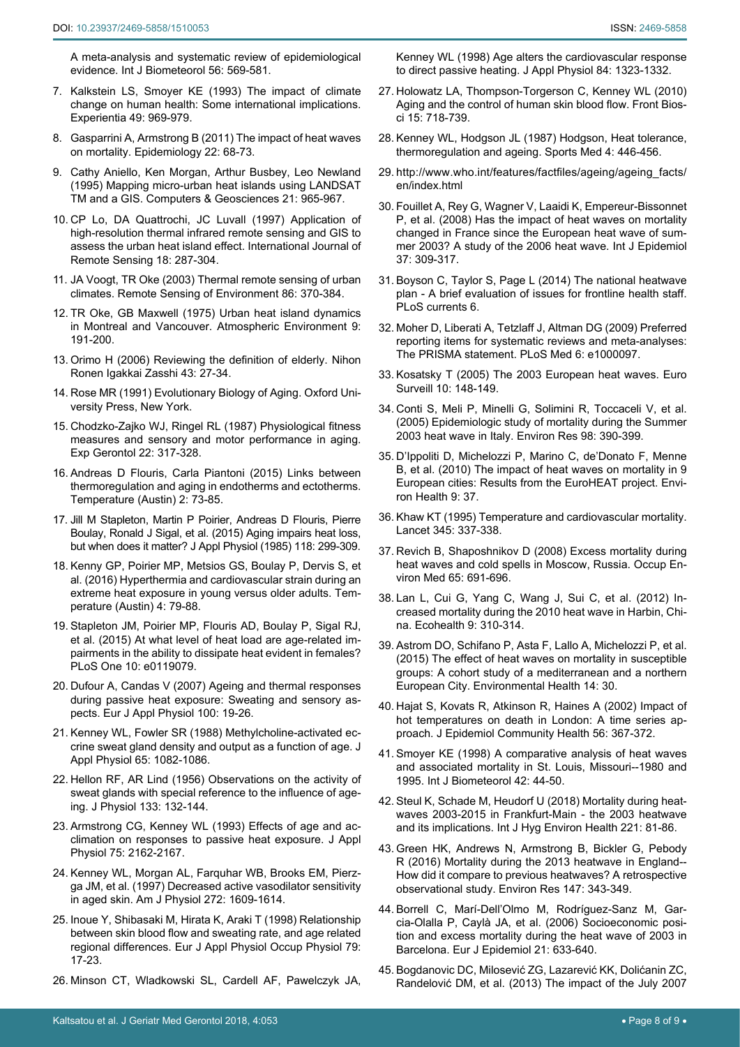A meta-analysis and systematic review of epidemiological evidence. Int J Biometeorol 56: 569-581.

7. Kalkstein LS, Smoyer KE (1993) The impact of climate change on human health: Some international implications. Experientia 49: 969-979.
8. Gasparrini A, Armstrong B (2011) The impact of heat waves on mortality. Epidemiology 22: 68-73.
9. Cathy Aniello, Ken Morgan, Arthur Busbey, Leo Newland (1995) Mapping micro-urban heat islands using LANDSAT TM and a GIS. Computers & Geosciences 21: 965-967.
10. CP Lo, DA Quattrochi, JC Luvall (1997) Application of high-resolution thermal infrared remote sensing and GIS to assess the urban heat island effect. International Journal of Remote Sensing 18: 287-304.
11. JA Voogt, TR Oke (2003) Thermal remote sensing of urban climates. Remote Sensing of Environment 86: 370-384.
12. TR Oke, GB Maxwell (1975) Urban heat island dynamics in Montreal and Vancouver. Atmospheric Environment 9: 191-200.
13. Orimo H (2006) Reviewing the definition of elderly. Nihon Ronen Igakkai Zasshi 43: 27-34.
14. Rose MR (1991) Evolutionary Biology of Aging. Oxford University Press, New York.
15. Chodzko-Zajko WJ, Ringel RL (1987) Physiological fitness measures and sensory and motor performance in aging. Exp Gerontol 22: 317-328.
16. Andreas D Flouris, Carla Piantoni (2015) Links between thermoregulation and aging in endotherms and ectotherms. Temperature (Austin) 2: 73-85.
17. Jill M Stapleton, Martin P Poirier, Andreas D Flouris, Pierre Boulay, Ronald J Sigal, et al. (2015) Aging impairs heat loss, but when does it matter? J Appl Physiol (1985) 118: 299-309.
18. Kenny GP, Poirier MP, Metsios GS, Boulay P, Dervis S, et al. (2016) Hyperthermia and cardiovascular strain during an extreme heat exposure in young versus older adults. Temperature (Austin) 4: 79-88.
19. Stapleton JM, Poirier MP, Flouris AD, Boulay P, Sigal RJ, et al. (2015) At what level of heat load are age-related impairments in the ability to dissipate heat evident in females? PLoS One 10: e0119079.
20. Dufour A, Candas V (2007) Ageing and thermal responses during passive heat exposure: Sweating and sensory aspects. Eur J Appl Physiol 100: 19-26.
21. Kenney WL, Fowler SR (1988) Methylcholine-activated eccrine sweat gland density and output as a function of age. J Appl Physiol 65: 1082-1086.
22. Hellon RF, AR Lind (1956) Observations on the activity of sweat glands with special reference to the influence of ageing. J Physiol 133: 132-144.
23. Armstrong CG, Kenney WL (1993) Effects of age and acclimation on responses to passive heat exposure. J Appl Physiol 75: 2162-2167.
24. Kenney WL, Morgan AL, Farquhar WB, Brooks EM, Pierzga JM, et al. (1997) Decreased active vasodilator sensitivity in aged skin. Am J Physiol 272: 1609-1614.
25. Inoue Y, Shibasaki M, Hirata K, Araki T (1998) Relationship between skin blood flow and sweating rate, and age related regional differences. Eur J Appl Physiol Occup Physiol 79: 17-23.
26. Minson CT, Wladkowski SL, Cardell AF, Pawelczyk JA, Kenney WL (1998) Age alters the cardiovascular response to direct passive heating. J Appl Physiol 84: 1323-1332.
27. Holowatz LA, Thompson-Torgerson C, Kenney WL (2010) Aging and the control of human skin blood flow. Front Biosci 15: 718-739.
28. Kenney WL, Hodgson JL (1987) Hodgson, Heat tolerance, thermoregulation and ageing. Sports Med 4: 446-456.
29. http://www.who.int/features/factfiles/ageing/ageing_facts/en/index.html
30. Fouillet A, Rey G, Wagner V, Laaidi K, Empereur-Bissonnet P, et al. (2008) Has the impact of heat waves on mortality changed in France since the European heat wave of summer 2003? A study of the 2006 heat wave. Int J Epidemiol 37: 309-317.
31. Boyson C, Taylor S, Page L (2014) The national heatwave plan - A brief evaluation of issues for frontline health staff. PLoS currents 6.
32. Moher D, Liberati A, Tetzlaff J, Altman DG (2009) Preferred reporting items for systematic reviews and meta-analyses: The PRISMA statement. PLoS Med 6: e1000097.
33. Kosatsky T (2005) The 2003 European heat waves. Euro Surveill 10: 148-149.
34. Conti S, Meli P, Minelli G, Solimini R, Toccaceli V, et al. (2005) Epidemiologic study of mortality during the Summer 2003 heat wave in Italy. Environ Res 98: 390-399.
35. D'Ippoliti D, Michelozzi P, Marino C, de'Donato F, Menne B, et al. (2010) The impact of heat waves on mortality in 9 European cities: Results from the EuroHEAT project. Environ Health 9: 37.
36. Khaw KT (1995) Temperature and cardiovascular mortality. Lancet 345: 337-338.
37. Revich B, Shaposhnikov D (2008) Excess mortality during heat waves and cold spells in Moscow, Russia. Occup Environ Med 65: 691-696.
38. Lan L, Cui G, Yang C, Wang J, Sui C, et al. (2012) Increased mortality during the 2010 heat wave in Harbin, China. Ecohealth 9: 310-314.
39. Astrom DO, Schifano P, Asta F, Lallo A, Michelozzi P, et al. (2015) The effect of heat waves on mortality in susceptible groups: A cohort study of a mediterranean and a northern European City. Environmental Health 14: 30.
40. Hajat S, Kovats R, Atkinson R, Haines A (2002) Impact of hot temperatures on death in London: A time series approach. J Epidemiol Community Health 56: 367-372.
41. Smoyer KE (1998) A comparative analysis of heat waves and associated mortality in St. Louis, Missouri--1980 and 1995. Int J Biometeorol 42: 44-50.
42. Steul K, Schade M, Heudorf U (2018) Mortality during heatwaves 2003-2015 in Frankfurt-Main - the 2003 heatwave and its implications. Int J Hyg Environ Health 221: 81-86.
43. Green HK, Andrews N, Armstrong B, Bickler G, Pebody R (2016) Mortality during the 2013 heatwave in England--How did it compare to previous heatwaves? A retrospective observational study. Environ Res 147: 343-349.
44. Borrell C, Marí-Dell'Olmo M, Rodríguez-Sanz M, Garcia-Olalla P, Caylà JA, et al. (2006) Socioeconomic position and excess mortality during the heat wave of 2003 in Barcelona. Eur J Epidemiol 21: 633-640.
45. Bogdanovic DC, Milosević ZG, Lazarević KK, Dolićanin ZC, Randelović DM, et al. (2013) The impact of the July 2007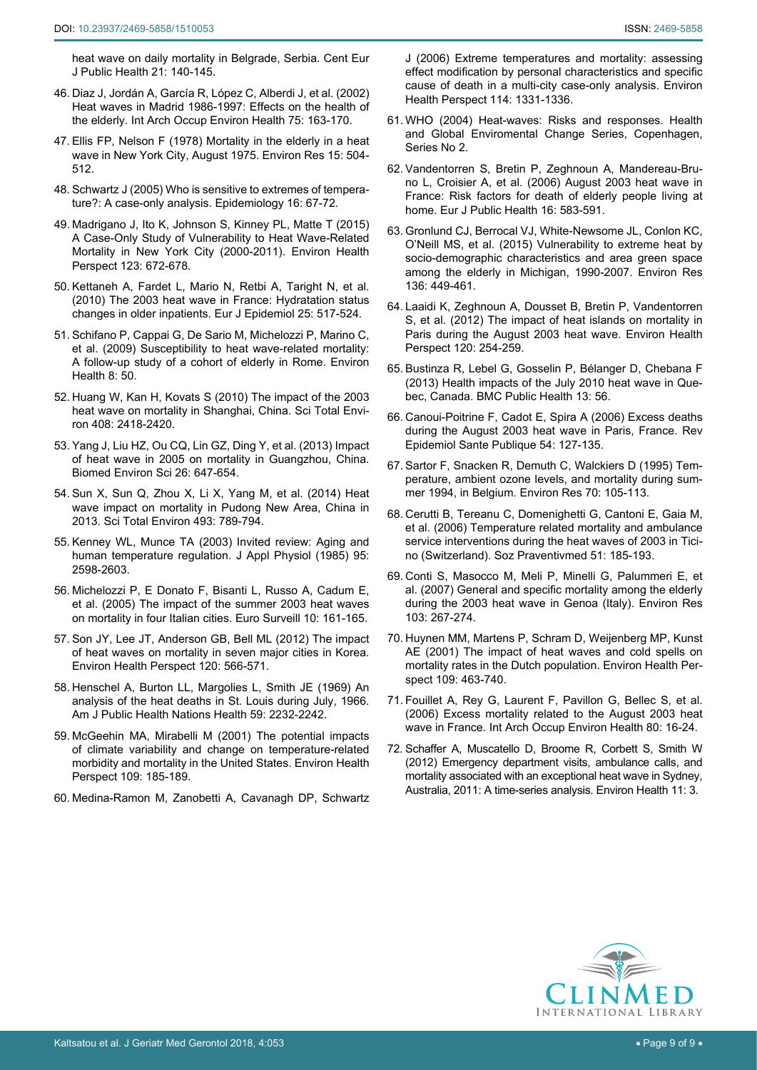heat wave on daily mortality in Belgrade, Serbia. Cent Eur J Public Health 21: 140-145.

46. Diaz J, Jordán A, García R, López C, Alberdi J, et al. (2002) Heat waves in Madrid 1986-1997: Effects on the health of the elderly. Int Arch Occup Environ Health 75: 163-170.

47. Ellis FP, Nelson F (1978) Mortality in the elderly in a heat wave in New York City, August 1975. Environ Res 15: 504-512.

48. Schwartz J (2005) Who is sensitive to extremes of temperature?: A case-only analysis. Epidemiology 16: 67-72.

49. Madrigano J, Ito K, Johnson S, Kinney PL, Matte T (2015) A Case-Only Study of Vulnerability to Heat Wave-Related Mortality in New York City (2000-2011). Environ Health Perspect 123: 672-678.

50. Kettaneh A, Fardet L, Mario N, Retbi A, Taright N, et al. (2010) The 2003 heat wave in France: Hydratation status changes in older inpatients. Eur J Epidemiol 25: 517-524.

51. Schifano P, Cappai G, De Sario M, Michelozzi P, Marino C, et al. (2009) Susceptibility to heat wave-related mortality: A follow-up study of a cohort of elderly in Rome. Environ Health 8: 50.

52. Huang W, Kan H, Kovats S (2010) The impact of the 2003 heat wave on mortality in Shanghai, China. Sci Total Environ 408: 2418-2420.

53. Yang J, Liu HZ, Ou CQ, Lin GZ, Ding Y, et al. (2013) Impact of heat wave in 2005 on mortality in Guangzhou, China. Biomed Environ Sci 26: 647-654.

54. Sun X, Sun Q, Zhou X, Li X, Yang M, et al. (2014) Heat wave impact on mortality in Pudong New Area, China in 2013. Sci Total Environ 493: 789-794.

55. Kenney WL, Munce TA (2003) Invited review: Aging and human temperature regulation. J Appl Physiol (1985) 95: 2598-2603.

56. Michelozzi P, E Donato F, Bisanti L, Russo A, Cadum E, et al. (2005) The impact of the summer 2003 heat waves on mortality in four Italian cities. Euro Surveill 10: 161-165.

57. Son JY, Lee JT, Anderson GB, Bell ML (2012) The impact of heat waves on mortality in seven major cities in Korea. Environ Health Perspect 120: 566-571.

58. Henschel A, Burton LL, Margolies L, Smith JE (1969) An analysis of the heat deaths in St. Louis during July, 1966. Am J Public Health Nations Health 59: 2232-2242.

59. McGeehin MA, Mirabelli M (2001) The potential impacts of climate variability and change on temperature-related morbidity and mortality in the United States. Environ Health Perspect 109: 185-189.

60. Medina-Ramon M, Zanobetti A, Cavanagh DP, Schwartz J (2006) Extreme temperatures and mortality: assessing effect modification by personal characteristics and specific cause of death in a multi-city case-only analysis. Environ Health Perspect 114: 1331-1336.

61. WHO (2004) Heat-waves: Risks and responses. Health and Global Enviromental Change Series, Copenhagen, Series No 2.

62. Vandentorren S, Bretin P, Zeghnoun A, Mandereau-Bruno L, Croisier A, et al. (2006) August 2003 heat wave in France: Risk factors for death of elderly people living at home. Eur J Public Health 16: 583-591.

63. Gronlund CJ, Berrocal VJ, White-Newsome JL, Conlon KC, O'Neill MS, et al. (2015) Vulnerability to extreme heat by socio-demographic characteristics and area green space among the elderly in Michigan, 1990-2007. Environ Res 136: 449-461.

64. Laaidi K, Zeghnoun A, Dousset B, Bretin P, Vandentorren S, et al. (2012) The impact of heat islands on mortality in Paris during the August 2003 heat wave. Environ Health Perspect 120: 254-259.

65. Bustinza R, Lebel G, Gosselin P, Bélanger D, Chebana F (2013) Health impacts of the July 2010 heat wave in Quebec, Canada. BMC Public Health 13: 56.

66. Canoui-Poitrine F, Cadot E, Spira A (2006) Excess deaths during the August 2003 heat wave in Paris, France. Rev Epidemiol Sante Publique 54: 127-135.

67. Sartor F, Snacken R, Demuth C, Walckiers D (1995) Temperature, ambient ozone levels, and mortality during summer 1994, in Belgium. Environ Res 70: 105-113.

68. Cerutti B, Tereanu C, Domenighetti G, Cantoni E, Gaia M, et al. (2006) Temperature related mortality and ambulance service interventions during the heat waves of 2003 in Ticino (Switzerland). Soz Praventivmed 51: 185-193.

69. Conti S, Masocco M, Meli P, Minelli G, Palummeri E, et al. (2007) General and specific mortality among the elderly during the 2003 heat wave in Genoa (Italy). Environ Res 103: 267-274.

70. Huynen MM, Martens P, Schram D, Weijenberg MP, Kunst AE (2001) The impact of heat waves and cold spells on mortality rates in the Dutch population. Environ Health Perspect 109: 463-740.

71. Fouillet A, Rey G, Laurent F, Pavillon G, Bellec S, et al. (2006) Excess mortality related to the August 2003 heat wave in France. Int Arch Occup Environ Health 80: 16-24.

72. Schaffer A, Muscatello D, Broome R, Corbett S, Smith W (2012) Emergency department visits, ambulance calls, and mortality associated with an exceptional heat wave in Sydney, Australia, 2011: A time-series analysis. Environ Health 11: 3.